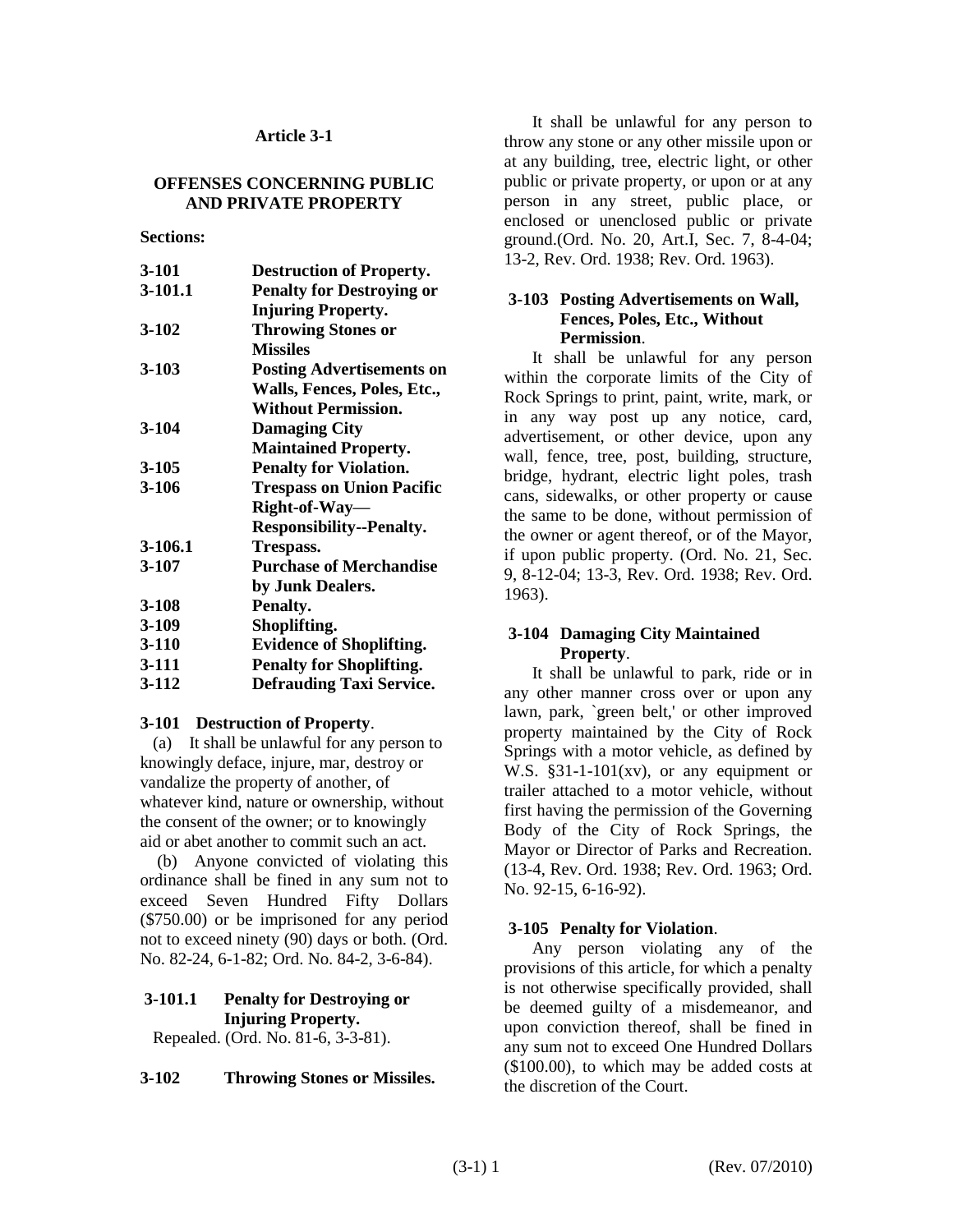## Article 3-1

## OFFENSES CONCERNING PUBLIC AND PRIVATE PROPERTY

**Sections:**

| | |
|---|---|
| **3-101** | **Destruction of Property.** |
| **3-101.1** | **Penalty for Destroying or Injuring Property.** |
| **3-102** | **Throwing Stones or Missiles** |
| **3-103** | **Posting Advertisements on Walls, Fences, Poles, Etc., Without Permission.** |
| **3-104** | **Damaging City Maintained Property.** |
| **3-105** | **Penalty for Violation.** |
| **3-106** | **Trespass on Union Pacific Right-of-Way—Responsibility--Penalty.** |
| **3-106.1** | **Trespass.** |
| **3-107** | **Purchase of Merchandise by Junk Dealers.** |
| **3-108** | **Penalty.** |
| **3-109** | **Shoplifting.** |
| **3-110** | **Evidence of Shoplifting.** |
| **3-111** | **Penalty for Shoplifting.** |
| **3-112** | **Defrauding Taxi Service.** |

### 3-101 Destruction of Property.

(a) It shall be unlawful for any person to knowingly deface, injure, mar, destroy or vandalize the property of another, of whatever kind, nature or ownership, without the consent of the owner; or to knowingly aid or abet another to commit such an act.

(b) Anyone convicted of violating this ordinance shall be fined in any sum not to exceed Seven Hundred Fifty Dollars ($750.00) or be imprisoned for any period not to exceed ninety (90) days or both. (Ord. No. 82-24, 6-1-82; Ord. No. 84-2, 3-6-84).

### 3-101.1 Penalty for Destroying or Injuring Property.

Repealed. (Ord. No. 81-6, 3-3-81).

### 3-102 Throwing Stones or Missiles.

It shall be unlawful for any person to throw any stone or any other missile upon or at any building, tree, electric light, or other public or private property, or upon or at any person in any street, public place, or enclosed or unenclosed public or private ground.(Ord. No. 20, Art.I, Sec. 7, 8-4-04; 13-2, Rev. Ord. 1938; Rev. Ord. 1963).

### 3-103 Posting Advertisements on Wall, Fences, Poles, Etc., Without Permission.

It shall be unlawful for any person within the corporate limits of the City of Rock Springs to print, paint, write, mark, or in any way post up any notice, card, advertisement, or other device, upon any wall, fence, tree, post, building, structure, bridge, hydrant, electric light poles, trash cans, sidewalks, or other property or cause the same to be done, without permission of the owner or agent thereof, or of the Mayor, if upon public property. (Ord. No. 21, Sec. 9, 8-12-04; 13-3, Rev. Ord. 1938; Rev. Ord. 1963).

### 3-104 Damaging City Maintained Property.

It shall be unlawful to park, ride or in any other manner cross over or upon any lawn, park, `green belt,' or other improved property maintained by the City of Rock Springs with a motor vehicle, as defined by W.S. §31-1-101(xv), or any equipment or trailer attached to a motor vehicle, without first having the permission of the Governing Body of the City of Rock Springs, the Mayor or Director of Parks and Recreation. (13-4, Rev. Ord. 1938; Rev. Ord. 1963; Ord. No. 92-15, 6-16-92).

### 3-105 Penalty for Violation.

Any person violating any of the provisions of this article, for which a penalty is not otherwise specifically provided, shall be deemed guilty of a misdemeanor, and upon conviction thereof, shall be fined in any sum not to exceed One Hundred Dollars ($100.00), to which may be added costs at the discretion of the Court.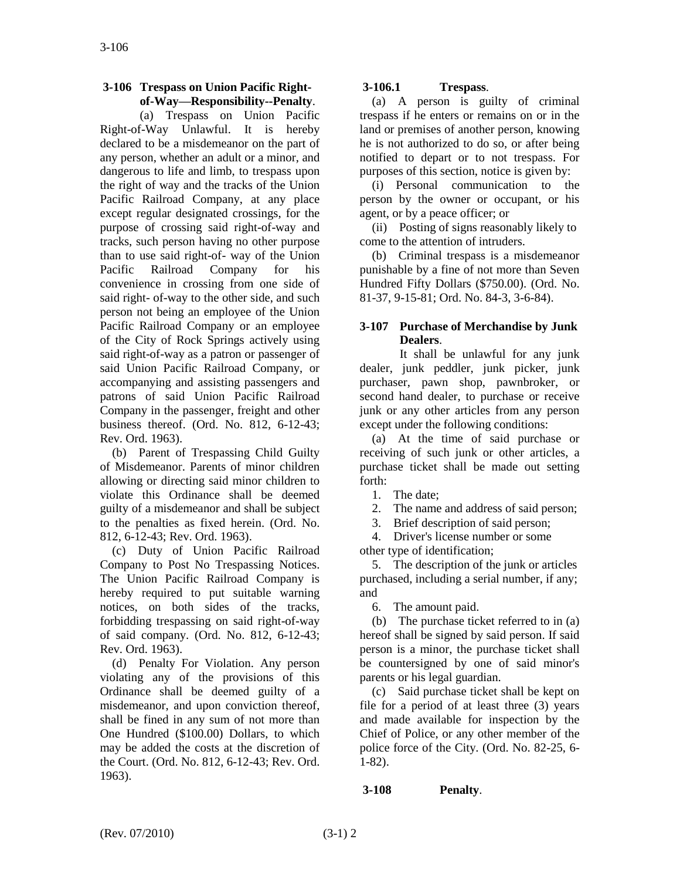### 3-106 Trespass on Union Pacific Right-of-Way—Responsibility--Penalty.

(a) Trespass on Union Pacific Right-of-Way Unlawful. It is hereby declared to be a misdemeanor on the part of any person, whether an adult or a minor, and dangerous to life and limb, to trespass upon the right of way and the tracks of the Union Pacific Railroad Company, at any place except regular designated crossings, for the purpose of crossing said right-of-way and tracks, such person having no other purpose than to use said right-of- way of the Union Pacific Railroad Company for his convenience in crossing from one side of said right- of-way to the other side, and such person not being an employee of the Union Pacific Railroad Company or an employee of the City of Rock Springs actively using said right-of-way as a patron or passenger of said Union Pacific Railroad Company, or accompanying and assisting passengers and patrons of said Union Pacific Railroad Company in the passenger, freight and other business thereof. (Ord. No. 812, 6-12-43; Rev. Ord. 1963).

(b) Parent of Trespassing Child Guilty of Misdemeanor. Parents of minor children allowing or directing said minor children to violate this Ordinance shall be deemed guilty of a misdemeanor and shall be subject to the penalties as fixed herein. (Ord. No. 812, 6-12-43; Rev. Ord. 1963).

(c) Duty of Union Pacific Railroad Company to Post No Trespassing Notices. The Union Pacific Railroad Company is hereby required to put suitable warning notices, on both sides of the tracks, forbidding trespassing on said right-of-way of said company. (Ord. No. 812, 6-12-43; Rev. Ord. 1963).

(d) Penalty For Violation. Any person violating any of the provisions of this Ordinance shall be deemed guilty of a misdemeanor, and upon conviction thereof, shall be fined in any sum of not more than One Hundred ($100.00) Dollars, to which may be added the costs at the discretion of the Court. (Ord. No. 812, 6-12-43; Rev. Ord. 1963).

### 3-106.1 Trespass.

(a) A person is guilty of criminal trespass if he enters or remains on or in the land or premises of another person, knowing he is not authorized to do so, or after being notified to depart or to not trespass. For purposes of this section, notice is given by:

(i) Personal communication to the person by the owner or occupant, or his agent, or by a peace officer; or

(ii) Posting of signs reasonably likely to come to the attention of intruders.

(b) Criminal trespass is a misdemeanor punishable by a fine of not more than Seven Hundred Fifty Dollars ($750.00). (Ord. No. 81-37, 9-15-81; Ord. No. 84-3, 3-6-84).

### 3-107 Purchase of Merchandise by Junk Dealers.

It shall be unlawful for any junk dealer, junk peddler, junk picker, junk purchaser, pawn shop, pawnbroker, or second hand dealer, to purchase or receive junk or any other articles from any person except under the following conditions:

(a) At the time of said purchase or receiving of such junk or other articles, a purchase ticket shall be made out setting forth:

1. The date;
2. The name and address of said person;
3. Brief description of said person;
4. Driver's license number or some other type of identification;
5. The description of the junk or articles purchased, including a serial number, if any; and
6. The amount paid.

(b) The purchase ticket referred to in (a) hereof shall be signed by said person. If said person is a minor, the purchase ticket shall be countersigned by one of said minor's parents or his legal guardian.

(c) Said purchase ticket shall be kept on file for a period of at least three (3) years and made available for inspection by the Chief of Police, or any other member of the police force of the City. (Ord. No. 82-25, 6-1-82).

### 3-108 Penalty.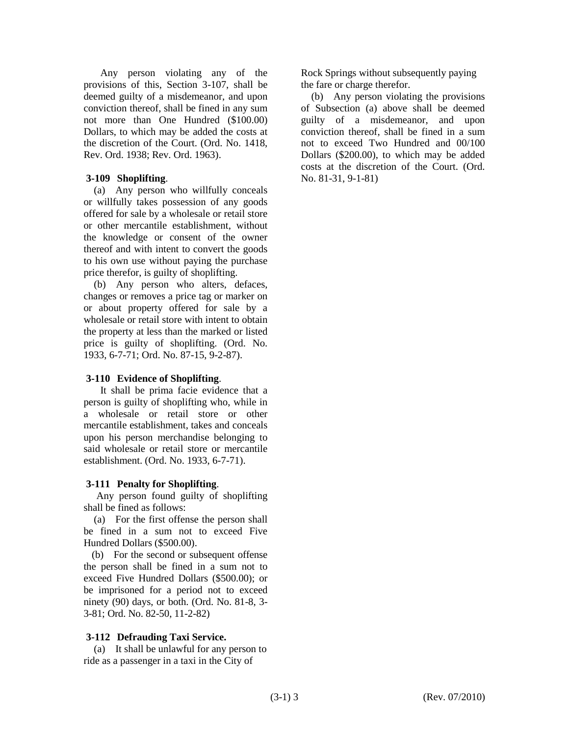Any person violating any of the provisions of this, Section 3-107, shall be deemed guilty of a misdemeanor, and upon conviction thereof, shall be fined in any sum not more than One Hundred ($100.00) Dollars, to which may be added the costs at the discretion of the Court. (Ord. No. 1418, Rev. Ord. 1938; Rev. Ord. 1963).

**3-109 Shoplifting**.

(a) Any person who willfully conceals or willfully takes possession of any goods offered for sale by a wholesale or retail store or other mercantile establishment, without the knowledge or consent of the owner thereof and with intent to convert the goods to his own use without paying the purchase price therefor, is guilty of shoplifting.

(b) Any person who alters, defaces, changes or removes a price tag or marker on or about property offered for sale by a wholesale or retail store with intent to obtain the property at less than the marked or listed price is guilty of shoplifting. (Ord. No. 1933, 6-7-71; Ord. No. 87-15, 9-2-87).

**3-110 Evidence of Shoplifting**.

It shall be prima facie evidence that a person is guilty of shoplifting who, while in a wholesale or retail store or other mercantile establishment, takes and conceals upon his person merchandise belonging to said wholesale or retail store or mercantile establishment. (Ord. No. 1933, 6-7-71).

**3-111 Penalty for Shoplifting**.

Any person found guilty of shoplifting shall be fined as follows:

(a) For the first offense the person shall be fined in a sum not to exceed Five Hundred Dollars ($500.00).

(b) For the second or subsequent offense the person shall be fined in a sum not to exceed Five Hundred Dollars ($500.00); or be imprisoned for a period not to exceed ninety (90) days, or both. (Ord. No. 81-8, 3-3-81; Ord. No. 82-50, 11-2-82)

**3-112 Defrauding Taxi Service.**

(a) It shall be unlawful for any person to ride as a passenger in a taxi in the City of Rock Springs without subsequently paying the fare or charge therefor.

(b) Any person violating the provisions of Subsection (a) above shall be deemed guilty of a misdemeanor, and upon conviction thereof, shall be fined in a sum not to exceed Two Hundred and 00/100 Dollars ($200.00), to which may be added costs at the discretion of the Court. (Ord. No. 81-31, 9-1-81)